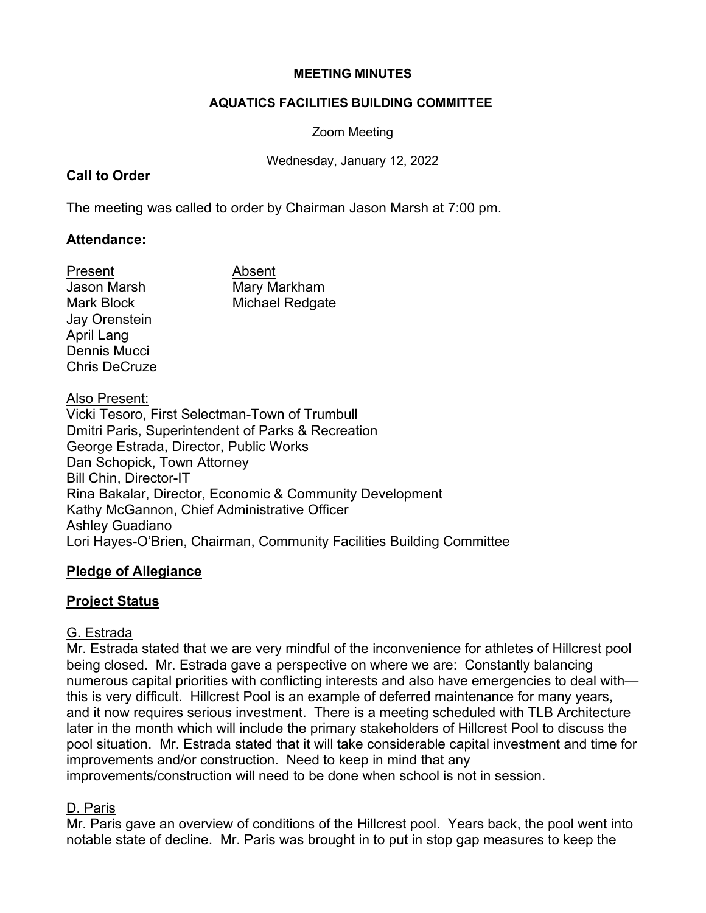**MEETING MINUTES**

**AQUATICS FACILITIES BUILDING COMMITTEE**

Zoom Meeting

Wednesday, January 12, 2022

## Call to Order

The meeting was called to order by Chairman Jason Marsh at 7:00 pm.

## Attendance:

| Present | Absent |
|---|---|
| Jason Marsh | Mary Markham |
| Mark Block | Michael Redgate |
| Jay Orenstein | |
| April Lang | |
| Dennis Mucci | |
| Chris DeCruze | |

Also Present:

Vicki Tesoro, First Selectman-Town of Trumbull
Dmitri Paris, Superintendent of Parks & Recreation
George Estrada, Director, Public Works
Dan Schopick, Town Attorney
Bill Chin, Director-IT
Rina Bakalar, Director, Economic & Community Development
Kathy McGannon, Chief Administrative Officer
Ashley Guadiano
Lori Hayes-O'Brien, Chairman, Community Facilities Building Committee

## Pledge of Allegiance

## Project Status

G. Estrada

Mr. Estrada stated that we are very mindful of the inconvenience for athletes of Hillcrest pool being closed. Mr. Estrada gave a perspective on where we are: Constantly balancing numerous capital priorities with conflicting interests and also have emergencies to deal with—this is very difficult. Hillcrest Pool is an example of deferred maintenance for many years, and it now requires serious investment. There is a meeting scheduled with TLB Architecture later in the month which will include the primary stakeholders of Hillcrest Pool to discuss the pool situation. Mr. Estrada stated that it will take considerable capital investment and time for improvements and/or construction. Need to keep in mind that any improvements/construction will need to be done when school is not in session.

D. Paris

Mr. Paris gave an overview of conditions of the Hillcrest pool. Years back, the pool went into notable state of decline. Mr. Paris was brought in to put in stop gap measures to keep the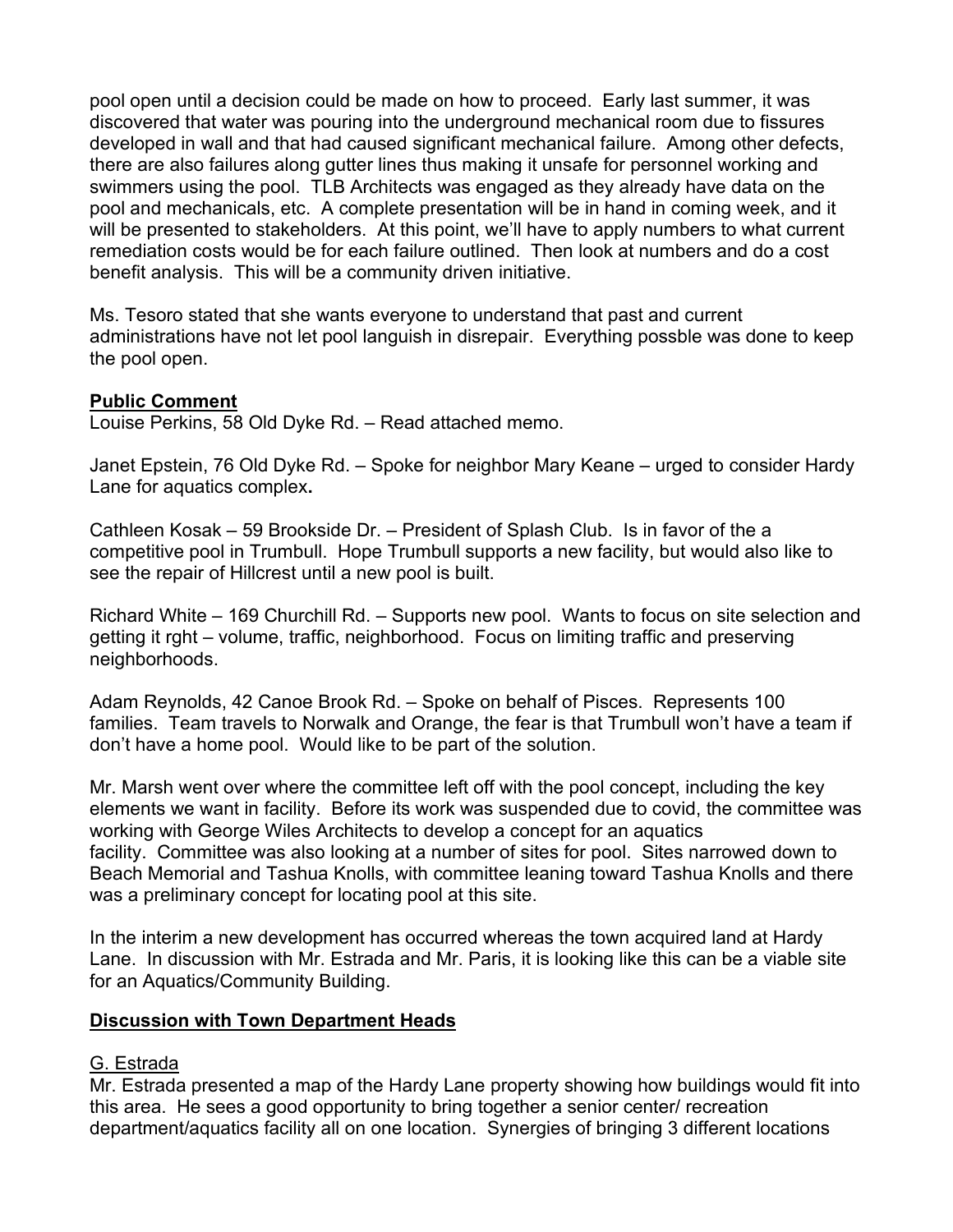pool open until a decision could be made on how to proceed. Early last summer, it was discovered that water was pouring into the underground mechanical room due to fissures developed in wall and that had caused significant mechanical failure. Among other defects, there are also failures along gutter lines thus making it unsafe for personnel working and swimmers using the pool. TLB Architects was engaged as they already have data on the pool and mechanicals, etc. A complete presentation will be in hand in coming week, and it will be presented to stakeholders. At this point, we'll have to apply numbers to what current remediation costs would be for each failure outlined. Then look at numbers and do a cost benefit analysis. This will be a community driven initiative.

Ms. Tesoro stated that she wants everyone to understand that past and current administrations have not let pool languish in disrepair. Everything possble was done to keep the pool open.

**Public Comment**

Louise Perkins, 58 Old Dyke Rd. – Read attached memo.

Janet Epstein, 76 Old Dyke Rd. – Spoke for neighbor Mary Keane – urged to consider Hardy Lane for aquatics complex**.**

Cathleen Kosak – 59 Brookside Dr. – President of Splash Club. Is in favor of the a competitive pool in Trumbull. Hope Trumbull supports a new facility, but would also like to see the repair of Hillcrest until a new pool is built.

Richard White – 169 Churchill Rd. – Supports new pool. Wants to focus on site selection and getting it rght – volume, traffic, neighborhood. Focus on limiting traffic and preserving neighborhoods.

Adam Reynolds, 42 Canoe Brook Rd. – Spoke on behalf of Pisces. Represents 100 families. Team travels to Norwalk and Orange, the fear is that Trumbull won't have a team if don't have a home pool. Would like to be part of the solution.

Mr. Marsh went over where the committee left off with the pool concept, including the key elements we want in facility. Before its work was suspended due to covid, the committee was working with George Wiles Architects to develop a concept for an aquatics facility. Committee was also looking at a number of sites for pool. Sites narrowed down to Beach Memorial and Tashua Knolls, with committee leaning toward Tashua Knolls and there was a preliminary concept for locating pool at this site.

In the interim a new development has occurred whereas the town acquired land at Hardy Lane. In discussion with Mr. Estrada and Mr. Paris, it is looking like this can be a viable site for an Aquatics/Community Building.

**Discussion with Town Department Heads**

G. Estrada

Mr. Estrada presented a map of the Hardy Lane property showing how buildings would fit into this area. He sees a good opportunity to bring together a senior center/ recreation department/aquatics facility all on one location. Synergies of bringing 3 different locations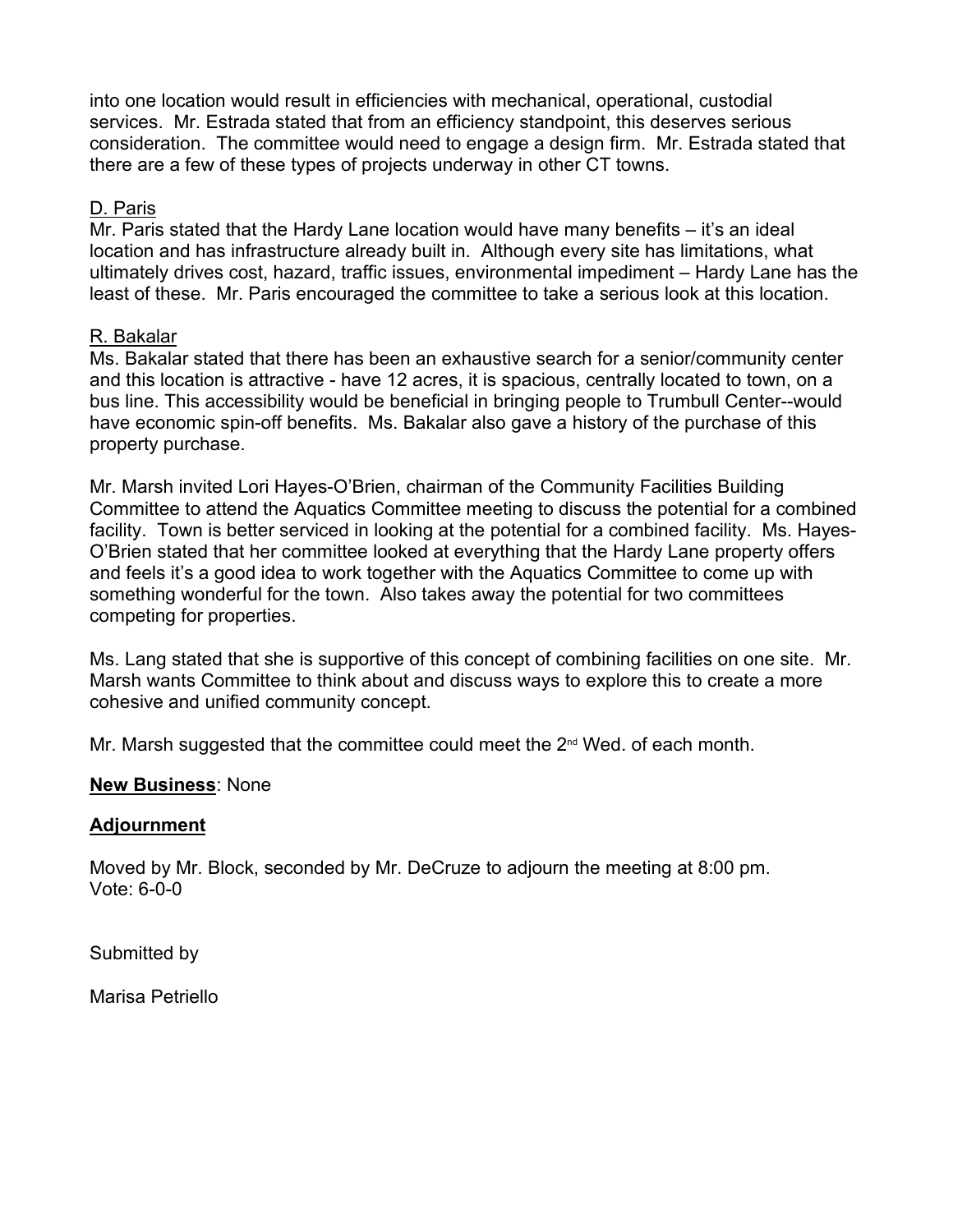into one location would result in efficiencies with mechanical, operational, custodial services. Mr. Estrada stated that from an efficiency standpoint, this deserves serious consideration. The committee would need to engage a design firm. Mr. Estrada stated that there are a few of these types of projects underway in other CT towns.

<u>D. Paris</u>
Mr. Paris stated that the Hardy Lane location would have many benefits – it's an ideal location and has infrastructure already built in. Although every site has limitations, what ultimately drives cost, hazard, traffic issues, environmental impediment – Hardy Lane has the least of these. Mr. Paris encouraged the committee to take a serious look at this location.

<u>R. Bakalar</u>
Ms. Bakalar stated that there has been an exhaustive search for a senior/community center and this location is attractive - have 12 acres, it is spacious, centrally located to town, on a bus line. This accessibility would be beneficial in bringing people to Trumbull Center--would have economic spin-off benefits. Ms. Bakalar also gave a history of the purchase of this property purchase.

Mr. Marsh invited Lori Hayes-O'Brien, chairman of the Community Facilities Building Committee to attend the Aquatics Committee meeting to discuss the potential for a combined facility. Town is better serviced in looking at the potential for a combined facility. Ms. Hayes-O'Brien stated that her committee looked at everything that the Hardy Lane property offers and feels it's a good idea to work together with the Aquatics Committee to come up with something wonderful for the town. Also takes away the potential for two committees competing for properties.

Ms. Lang stated that she is supportive of this concept of combining facilities on one site. Mr. Marsh wants Committee to think about and discuss ways to explore this to create a more cohesive and unified community concept.

Mr. Marsh suggested that the committee could meet the 2nd Wed. of each month.

**New Business**: None

**Adjournment**

Moved by Mr. Block, seconded by Mr. DeCruze to adjourn the meeting at 8:00 pm.
Vote: 6-0-0

Submitted by

Marisa Petriello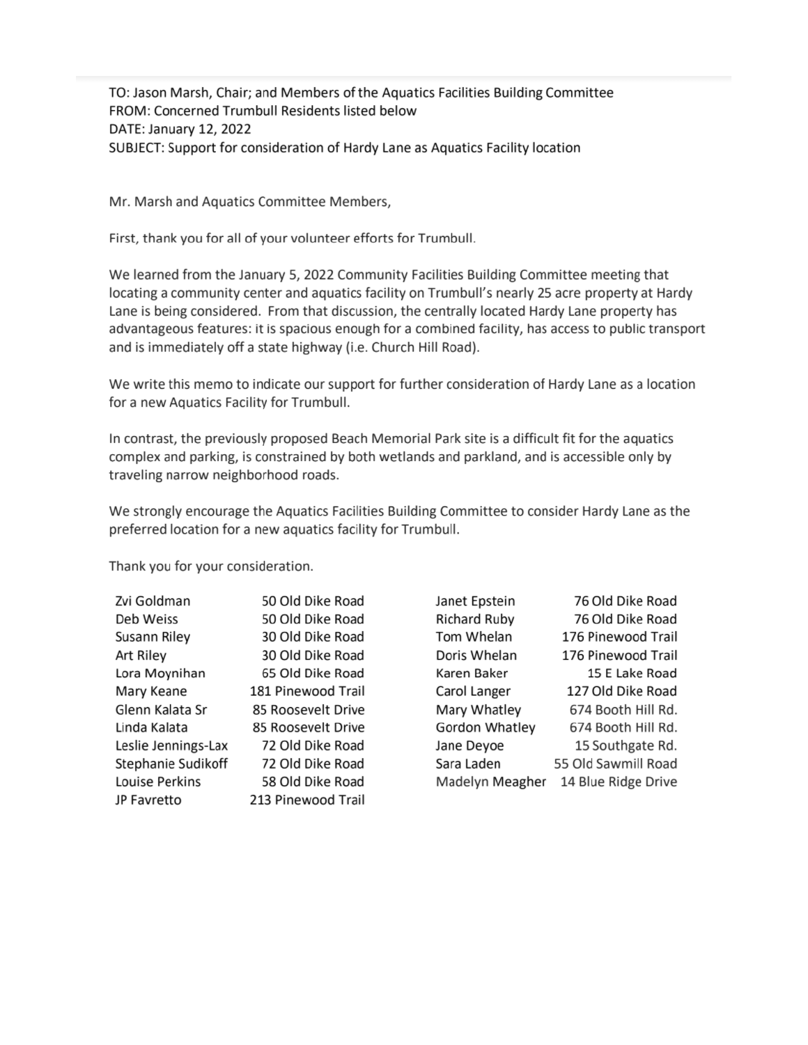TO: Jason Marsh, Chair; and Members of the Aquatics Facilities Building Committee
FROM: Concerned Trumbull Residents listed below
DATE: January 12, 2022
SUBJECT: Support for consideration of Hardy Lane as Aquatics Facility location

Mr. Marsh and Aquatics Committee Members,

First, thank you for all of your volunteer efforts for Trumbull.

We learned from the January 5, 2022 Community Facilities Building Committee meeting that locating a community center and aquatics facility on Trumbull's nearly 25 acre property at Hardy Lane is being considered. From that discussion, the centrally located Hardy Lane property has advantageous features: it is spacious enough for a combined facility, has access to public transport and is immediately off a state highway (i.e. Church Hill Road).

We write this memo to indicate our support for further consideration of Hardy Lane as a location for a new Aquatics Facility for Trumbull.

In contrast, the previously proposed Beach Memorial Park site is a difficult fit for the aquatics complex and parking, is constrained by both wetlands and parkland, and is accessible only by traveling narrow neighborhood roads.

We strongly encourage the Aquatics Facilities Building Committee to consider Hardy Lane as the preferred location for a new aquatics facility for Trumbull.

Thank you for your consideration.

| | |
|---|---|
| Zvi Goldman | 50 Old Dike Road |
| Deb Weiss | 50 Old Dike Road |
| Susann Riley | 30 Old Dike Road |
| Art Riley | 30 Old Dike Road |
| Lora Moynihan | 65 Old Dike Road |
| Mary Keane | 181 Pinewood Trail |
| Glenn Kalata Sr | 85 Roosevelt Drive |
| Linda Kalata | 85 Roosevelt Drive |
| Leslie Jennings-Lax | 72 Old Dike Road |
| Stephanie Sudikoff | 72 Old Dike Road |
| Louise Perkins | 58 Old Dike Road |
| JP Favretto | 213 Pinewood Trail |
| Janet Epstein | 76 Old Dike Road |
| Richard Ruby | 76 Old Dike Road |
| Tom Whelan | 176 Pinewood Trail |
| Doris Whelan | 176 Pinewood Trail |
| Karen Baker | 15 E Lake Road |
| Carol Langer | 127 Old Dike Road |
| Mary Whatley | 674 Booth Hill Rd. |
| Gordon Whatley | 674 Booth Hill Rd. |
| Jane Deyoe | 15 Southgate Rd. |
| Sara Laden | 55 Old Sawmill Road |
| Madelyn Meagher | 14 Blue Ridge Drive |